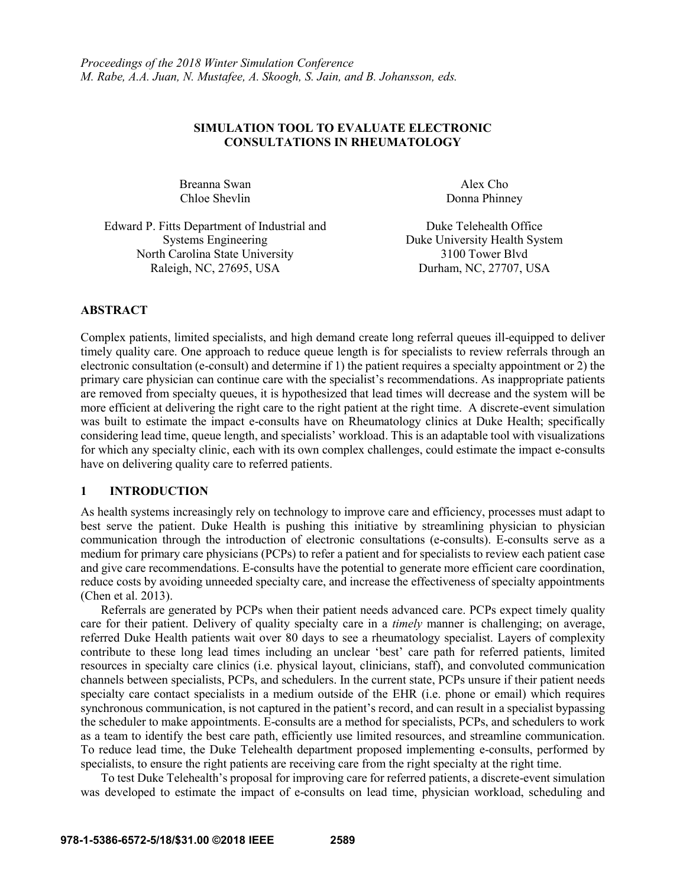*Proceedings of the 2018 Winter Simulation Conference*
*M. Rabe, A.A. Juan, N. Mustafee, A. Skoogh, S. Jain, and B. Johansson, eds.*

# SIMULATION TOOL TO EVALUATE ELECTRONIC CONSULTATIONS IN RHEUMATOLOGY

Breanna Swan
Chloe Shevlin

Edward P. Fitts Department of Industrial and Systems Engineering
North Carolina State University
Raleigh, NC, 27695, USA

Alex Cho
Donna Phinney

Duke Telehealth Office
Duke University Health System
3100 Tower Blvd
Durham, NC, 27707, USA

## ABSTRACT

Complex patients, limited specialists, and high demand create long referral queues ill-equipped to deliver timely quality care. One approach to reduce queue length is for specialists to review referrals through an electronic consultation (e-consult) and determine if 1) the patient requires a specialty appointment or 2) the primary care physician can continue care with the specialist's recommendations. As inappropriate patients are removed from specialty queues, it is hypothesized that lead times will decrease and the system will be more efficient at delivering the right care to the right patient at the right time. A discrete-event simulation was built to estimate the impact e-consults have on Rheumatology clinics at Duke Health; specifically considering lead time, queue length, and specialists' workload. This is an adaptable tool with visualizations for which any specialty clinic, each with its own complex challenges, could estimate the impact e-consults have on delivering quality care to referred patients.

## 1 INTRODUCTION

As health systems increasingly rely on technology to improve care and efficiency, processes must adapt to best serve the patient. Duke Health is pushing this initiative by streamlining physician to physician communication through the introduction of electronic consultations (e-consults). E-consults serve as a medium for primary care physicians (PCPs) to refer a patient and for specialists to review each patient case and give care recommendations. E-consults have the potential to generate more efficient care coordination, reduce costs by avoiding unneeded specialty care, and increase the effectiveness of specialty appointments (Chen et al. 2013).

Referrals are generated by PCPs when their patient needs advanced care. PCPs expect timely quality care for their patient. Delivery of quality specialty care in a *timely* manner is challenging; on average, referred Duke Health patients wait over 80 days to see a rheumatology specialist. Layers of complexity contribute to these long lead times including an unclear 'best' care path for referred patients, limited resources in specialty care clinics (i.e. physical layout, clinicians, staff), and convoluted communication channels between specialists, PCPs, and schedulers. In the current state, PCPs unsure if their patient needs specialty care contact specialists in a medium outside of the EHR (i.e. phone or email) which requires synchronous communication, is not captured in the patient's record, and can result in a specialist bypassing the scheduler to make appointments. E-consults are a method for specialists, PCPs, and schedulers to work as a team to identify the best care path, efficiently use limited resources, and streamline communication. To reduce lead time, the Duke Telehealth department proposed implementing e-consults, performed by specialists, to ensure the right patients are receiving care from the right specialty at the right time.

To test Duke Telehealth's proposal for improving care for referred patients, a discrete-event simulation was developed to estimate the impact of e-consults on lead time, physician workload, scheduling and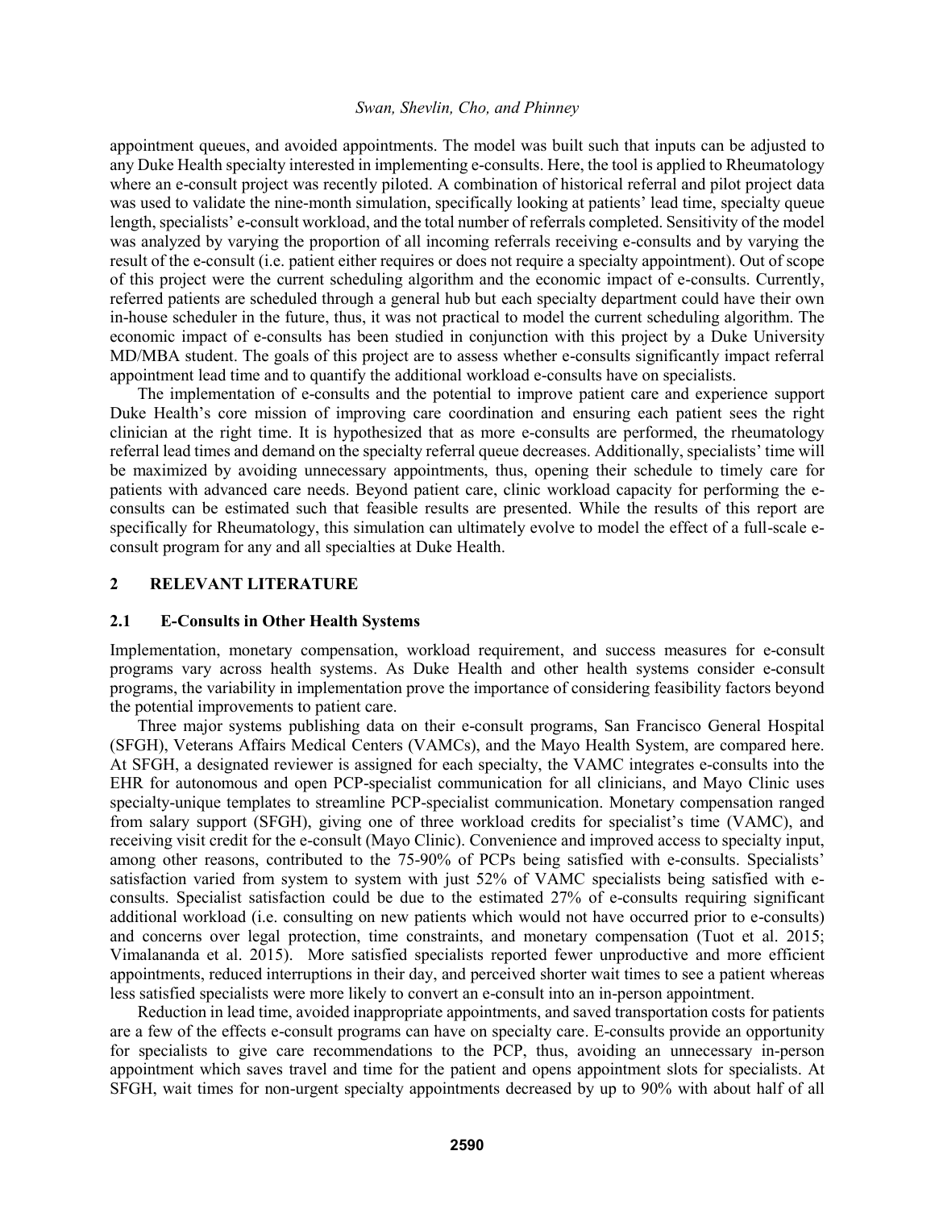appointment queues, and avoided appointments. The model was built such that inputs can be adjusted to any Duke Health specialty interested in implementing e-consults. Here, the tool is applied to Rheumatology where an e-consult project was recently piloted. A combination of historical referral and pilot project data was used to validate the nine-month simulation, specifically looking at patients' lead time, specialty queue length, specialists' e-consult workload, and the total number of referrals completed. Sensitivity of the model was analyzed by varying the proportion of all incoming referrals receiving e-consults and by varying the result of the e-consult (i.e. patient either requires or does not require a specialty appointment). Out of scope of this project were the current scheduling algorithm and the economic impact of e-consults. Currently, referred patients are scheduled through a general hub but each specialty department could have their own in-house scheduler in the future, thus, it was not practical to model the current scheduling algorithm. The economic impact of e-consults has been studied in conjunction with this project by a Duke University MD/MBA student. The goals of this project are to assess whether e-consults significantly impact referral appointment lead time and to quantify the additional workload e-consults have on specialists.

The implementation of e-consults and the potential to improve patient care and experience support Duke Health's core mission of improving care coordination and ensuring each patient sees the right clinician at the right time. It is hypothesized that as more e-consults are performed, the rheumatology referral lead times and demand on the specialty referral queue decreases. Additionally, specialists' time will be maximized by avoiding unnecessary appointments, thus, opening their schedule to timely care for patients with advanced care needs. Beyond patient care, clinic workload capacity for performing the e-consults can be estimated such that feasible results are presented. While the results of this report are specifically for Rheumatology, this simulation can ultimately evolve to model the effect of a full-scale e-consult program for any and all specialties at Duke Health.

## 2 RELEVANT LITERATURE

### 2.1 E-Consults in Other Health Systems

Implementation, monetary compensation, workload requirement, and success measures for e-consult programs vary across health systems. As Duke Health and other health systems consider e-consult programs, the variability in implementation prove the importance of considering feasibility factors beyond the potential improvements to patient care.

Three major systems publishing data on their e-consult programs, San Francisco General Hospital (SFGH), Veterans Affairs Medical Centers (VAMCs), and the Mayo Health System, are compared here. At SFGH, a designated reviewer is assigned for each specialty, the VAMC integrates e-consults into the EHR for autonomous and open PCP-specialist communication for all clinicians, and Mayo Clinic uses specialty-unique templates to streamline PCP-specialist communication. Monetary compensation ranged from salary support (SFGH), giving one of three workload credits for specialist's time (VAMC), and receiving visit credit for the e-consult (Mayo Clinic). Convenience and improved access to specialty input, among other reasons, contributed to the 75-90% of PCPs being satisfied with e-consults. Specialists' satisfaction varied from system to system with just 52% of VAMC specialists being satisfied with e-consults. Specialist satisfaction could be due to the estimated 27% of e-consults requiring significant additional workload (i.e. consulting on new patients which would not have occurred prior to e-consults) and concerns over legal protection, time constraints, and monetary compensation (Tuot et al. 2015; Vimalananda et al. 2015). More satisfied specialists reported fewer unproductive and more efficient appointments, reduced interruptions in their day, and perceived shorter wait times to see a patient whereas less satisfied specialists were more likely to convert an e-consult into an in-person appointment.

Reduction in lead time, avoided inappropriate appointments, and saved transportation costs for patients are a few of the effects e-consult programs can have on specialty care. E-consults provide an opportunity for specialists to give care recommendations to the PCP, thus, avoiding an unnecessary in-person appointment which saves travel and time for the patient and opens appointment slots for specialists. At SFGH, wait times for non-urgent specialty appointments decreased by up to 90% with about half of all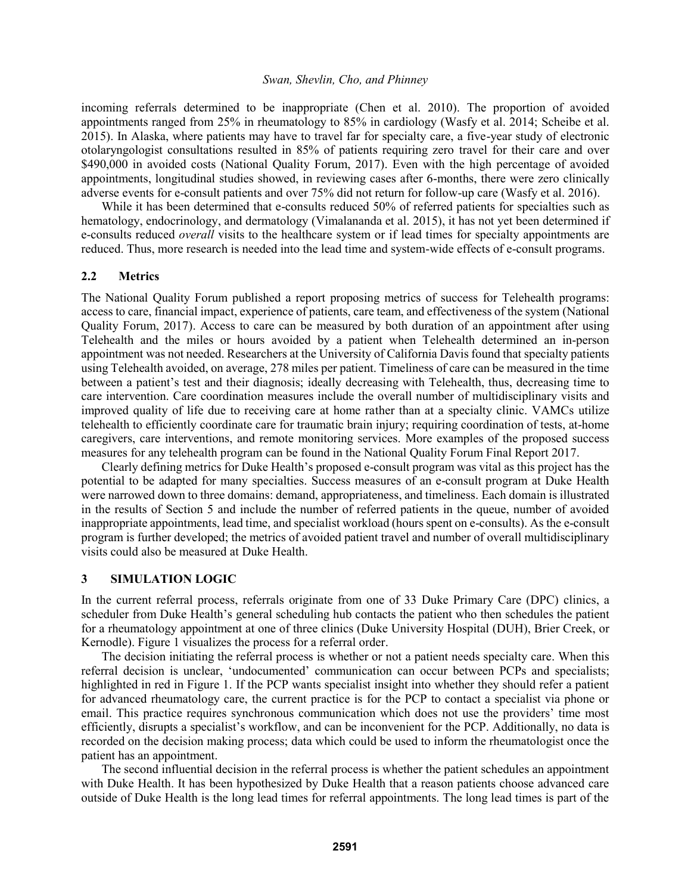incoming referrals determined to be inappropriate (Chen et al. 2010). The proportion of avoided appointments ranged from 25% in rheumatology to 85% in cardiology (Wasfy et al. 2014; Scheibe et al. 2015). In Alaska, where patients may have to travel far for specialty care, a five-year study of electronic otolaryngologist consultations resulted in 85% of patients requiring zero travel for their care and over $490,000 in avoided costs (National Quality Forum, 2017). Even with the high percentage of avoided appointments, longitudinal studies showed, in reviewing cases after 6-months, there were zero clinically adverse events for e-consult patients and over 75% did not return for follow-up care (Wasfy et al. 2016).

While it has been determined that e-consults reduced 50% of referred patients for specialties such as hematology, endocrinology, and dermatology (Vimalananda et al. 2015), it has not yet been determined if e-consults reduced *overall* visits to the healthcare system or if lead times for specialty appointments are reduced. Thus, more research is needed into the lead time and system-wide effects of e-consult programs.

### 2.2 Metrics

The National Quality Forum published a report proposing metrics of success for Telehealth programs: access to care, financial impact, experience of patients, care team, and effectiveness of the system (National Quality Forum, 2017). Access to care can be measured by both duration of an appointment after using Telehealth and the miles or hours avoided by a patient when Telehealth determined an in-person appointment was not needed. Researchers at the University of California Davis found that specialty patients using Telehealth avoided, on average, 278 miles per patient. Timeliness of care can be measured in the time between a patient's test and their diagnosis; ideally decreasing with Telehealth, thus, decreasing time to care intervention. Care coordination measures include the overall number of multidisciplinary visits and improved quality of life due to receiving care at home rather than at a specialty clinic. VAMCs utilize telehealth to efficiently coordinate care for traumatic brain injury; requiring coordination of tests, at-home caregivers, care interventions, and remote monitoring services. More examples of the proposed success measures for any telehealth program can be found in the National Quality Forum Final Report 2017.

Clearly defining metrics for Duke Health's proposed e-consult program was vital as this project has the potential to be adapted for many specialties. Success measures of an e-consult program at Duke Health were narrowed down to three domains: demand, appropriateness, and timeliness. Each domain is illustrated in the results of Section 5 and include the number of referred patients in the queue, number of avoided inappropriate appointments, lead time, and specialist workload (hours spent on e-consults). As the e-consult program is further developed; the metrics of avoided patient travel and number of overall multidisciplinary visits could also be measured at Duke Health.

## 3 SIMULATION LOGIC

In the current referral process, referrals originate from one of 33 Duke Primary Care (DPC) clinics, a scheduler from Duke Health's general scheduling hub contacts the patient who then schedules the patient for a rheumatology appointment at one of three clinics (Duke University Hospital (DUH), Brier Creek, or Kernodle). Figure 1 visualizes the process for a referral order.

The decision initiating the referral process is whether or not a patient needs specialty care. When this referral decision is unclear, 'undocumented' communication can occur between PCPs and specialists; highlighted in red in Figure 1. If the PCP wants specialist insight into whether they should refer a patient for advanced rheumatology care, the current practice is for the PCP to contact a specialist via phone or email. This practice requires synchronous communication which does not use the providers' time most efficiently, disrupts a specialist's workflow, and can be inconvenient for the PCP. Additionally, no data is recorded on the decision making process; data which could be used to inform the rheumatologist once the patient has an appointment.

The second influential decision in the referral process is whether the patient schedules an appointment with Duke Health. It has been hypothesized by Duke Health that a reason patients choose advanced care outside of Duke Health is the long lead times for referral appointments. The long lead times is part of the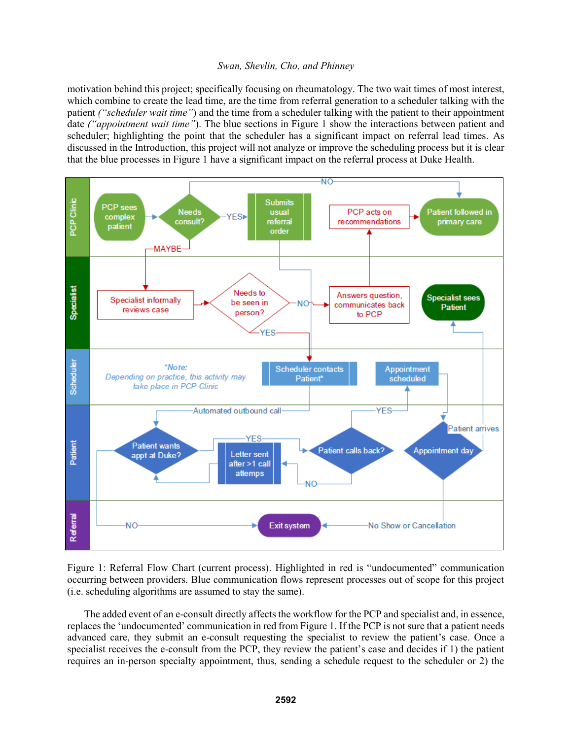motivation behind this project; specifically focusing on rheumatology. The two wait times of most interest, which combine to create the lead time, are the time from referral generation to a scheduler talking with the patient *("scheduler wait time")* and the time from a scheduler talking with the patient to their appointment date *("appointment wait time")*. The blue sections in Figure 1 show the interactions between patient and scheduler; highlighting the point that the scheduler has a significant impact on referral lead times. As discussed in the Introduction, this project will not analyze or improve the scheduling process but it is clear that the blue processes in Figure 1 have a significant impact on the referral process at Duke Health.

Figure 1: Referral Flow Chart (current process). Highlighted in red is "undocumented" communication occurring between providers. Blue communication flows represent processes out of scope for this project (i.e. scheduling algorithms are assumed to stay the same).

The added event of an e-consult directly affects the workflow for the PCP and specialist and, in essence, replaces the 'undocumented' communication in red from Figure 1. If the PCP is not sure that a patient needs advanced care, they submit an e-consult requesting the specialist to review the patient's case. Once a specialist receives the e-consult from the PCP, they review the patient's case and decides if 1) the patient requires an in-person specialty appointment, thus, sending a schedule request to the scheduler or 2) the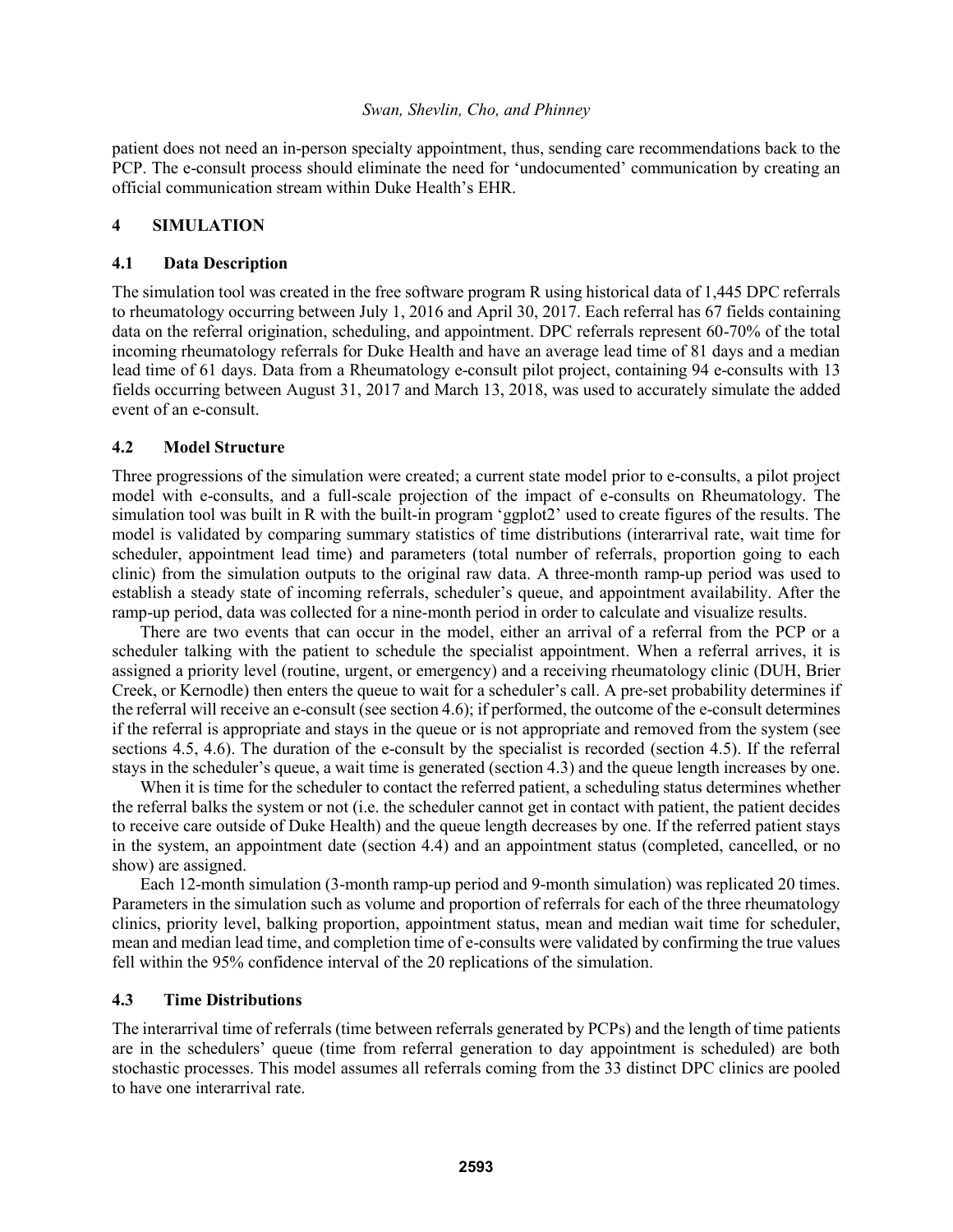patient does not need an in-person specialty appointment, thus, sending care recommendations back to the PCP. The e-consult process should eliminate the need for 'undocumented' communication by creating an official communication stream within Duke Health's EHR.

# 4 SIMULATION

## 4.1 Data Description

The simulation tool was created in the free software program R using historical data of 1,445 DPC referrals to rheumatology occurring between July 1, 2016 and April 30, 2017. Each referral has 67 fields containing data on the referral origination, scheduling, and appointment. DPC referrals represent 60-70% of the total incoming rheumatology referrals for Duke Health and have an average lead time of 81 days and a median lead time of 61 days. Data from a Rheumatology e-consult pilot project, containing 94 e-consults with 13 fields occurring between August 31, 2017 and March 13, 2018, was used to accurately simulate the added event of an e-consult.

## 4.2 Model Structure

Three progressions of the simulation were created; a current state model prior to e-consults, a pilot project model with e-consults, and a full-scale projection of the impact of e-consults on Rheumatology. The simulation tool was built in R with the built-in program 'ggplot2' used to create figures of the results. The model is validated by comparing summary statistics of time distributions (interarrival rate, wait time for scheduler, appointment lead time) and parameters (total number of referrals, proportion going to each clinic) from the simulation outputs to the original raw data. A three-month ramp-up period was used to establish a steady state of incoming referrals, scheduler's queue, and appointment availability. After the ramp-up period, data was collected for a nine-month period in order to calculate and visualize results.

There are two events that can occur in the model, either an arrival of a referral from the PCP or a scheduler talking with the patient to schedule the specialist appointment. When a referral arrives, it is assigned a priority level (routine, urgent, or emergency) and a receiving rheumatology clinic (DUH, Brier Creek, or Kernodle) then enters the queue to wait for a scheduler's call. A pre-set probability determines if the referral will receive an e-consult (see section 4.6); if performed, the outcome of the e-consult determines if the referral is appropriate and stays in the queue or is not appropriate and removed from the system (see sections 4.5, 4.6). The duration of the e-consult by the specialist is recorded (section 4.5). If the referral stays in the scheduler's queue, a wait time is generated (section 4.3) and the queue length increases by one.

When it is time for the scheduler to contact the referred patient, a scheduling status determines whether the referral balks the system or not (i.e. the scheduler cannot get in contact with patient, the patient decides to receive care outside of Duke Health) and the queue length decreases by one. If the referred patient stays in the system, an appointment date (section 4.4) and an appointment status (completed, cancelled, or no show) are assigned.

Each 12-month simulation (3-month ramp-up period and 9-month simulation) was replicated 20 times. Parameters in the simulation such as volume and proportion of referrals for each of the three rheumatology clinics, priority level, balking proportion, appointment status, mean and median wait time for scheduler, mean and median lead time, and completion time of e-consults were validated by confirming the true values fell within the 95% confidence interval of the 20 replications of the simulation.

## 4.3 Time Distributions

The interarrival time of referrals (time between referrals generated by PCPs) and the length of time patients are in the schedulers' queue (time from referral generation to day appointment is scheduled) are both stochastic processes. This model assumes all referrals coming from the 33 distinct DPC clinics are pooled to have one interarrival rate.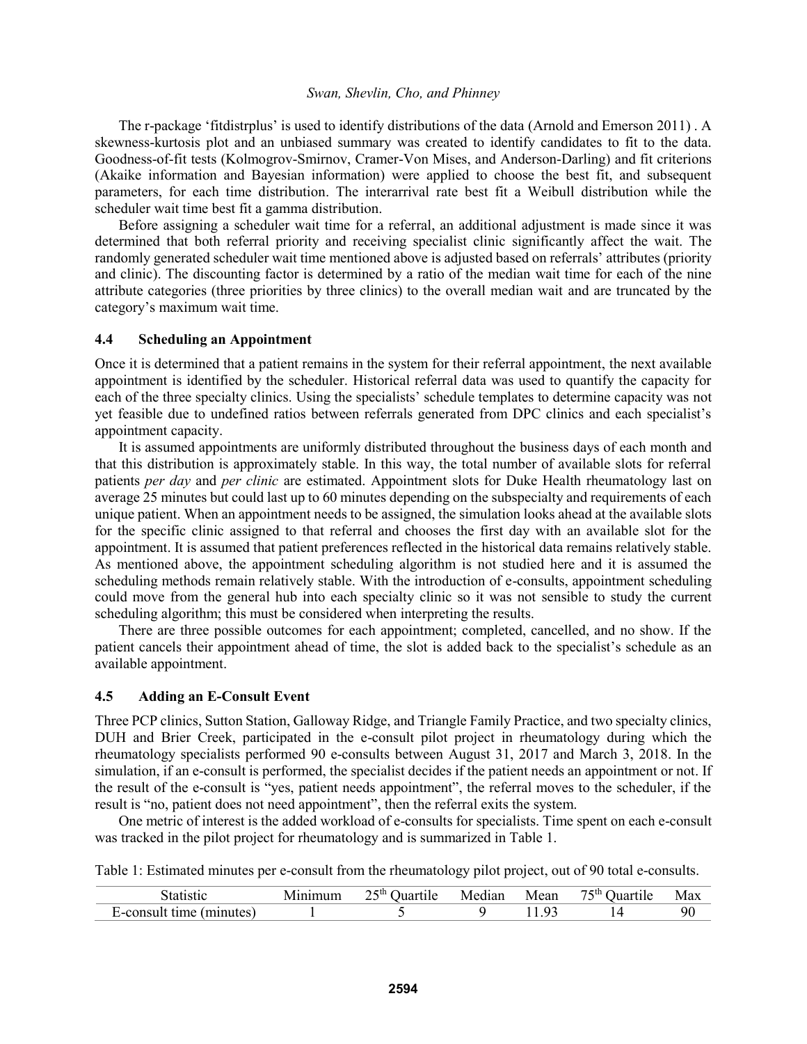The r-package 'fitdistrplus' is used to identify distributions of the data (Arnold and Emerson 2011) . A skewness-kurtosis plot and an unbiased summary was created to identify candidates to fit to the data. Goodness-of-fit tests (Kolmogrov-Smirnov, Cramer-Von Mises, and Anderson-Darling) and fit criterions (Akaike information and Bayesian information) were applied to choose the best fit, and subsequent parameters, for each time distribution. The interarrival rate best fit a Weibull distribution while the scheduler wait time best fit a gamma distribution.

Before assigning a scheduler wait time for a referral, an additional adjustment is made since it was determined that both referral priority and receiving specialist clinic significantly affect the wait. The randomly generated scheduler wait time mentioned above is adjusted based on referrals' attributes (priority and clinic). The discounting factor is determined by a ratio of the median wait time for each of the nine attribute categories (three priorities by three clinics) to the overall median wait and are truncated by the category's maximum wait time.

### 4.4 Scheduling an Appointment

Once it is determined that a patient remains in the system for their referral appointment, the next available appointment is identified by the scheduler. Historical referral data was used to quantify the capacity for each of the three specialty clinics. Using the specialists' schedule templates to determine capacity was not yet feasible due to undefined ratios between referrals generated from DPC clinics and each specialist's appointment capacity.

It is assumed appointments are uniformly distributed throughout the business days of each month and that this distribution is approximately stable. In this way, the total number of available slots for referral patients *per day* and *per clinic* are estimated. Appointment slots for Duke Health rheumatology last on average 25 minutes but could last up to 60 minutes depending on the subspecialty and requirements of each unique patient. When an appointment needs to be assigned, the simulation looks ahead at the available slots for the specific clinic assigned to that referral and chooses the first day with an available slot for the appointment. It is assumed that patient preferences reflected in the historical data remains relatively stable. As mentioned above, the appointment scheduling algorithm is not studied here and it is assumed the scheduling methods remain relatively stable. With the introduction of e-consults, appointment scheduling could move from the general hub into each specialty clinic so it was not sensible to study the current scheduling algorithm; this must be considered when interpreting the results.

There are three possible outcomes for each appointment; completed, cancelled, and no show. If the patient cancels their appointment ahead of time, the slot is added back to the specialist's schedule as an available appointment.

### 4.5 Adding an E-Consult Event

Three PCP clinics, Sutton Station, Galloway Ridge, and Triangle Family Practice, and two specialty clinics, DUH and Brier Creek, participated in the e-consult pilot project in rheumatology during which the rheumatology specialists performed 90 e-consults between August 31, 2017 and March 3, 2018. In the simulation, if an e-consult is performed, the specialist decides if the patient needs an appointment or not. If the result of the e-consult is "yes, patient needs appointment", the referral moves to the scheduler, if the result is "no, patient does not need appointment", then the referral exits the system.

One metric of interest is the added workload of e-consults for specialists. Time spent on each e-consult was tracked in the pilot project for rheumatology and is summarized in Table 1.

Table 1: Estimated minutes per e-consult from the rheumatology pilot project, out of 90 total e-consults.

| Statistic | Minimum | 25th Quartile | Median | Mean | 75th Quartile | Max |
|---|---|---|---|---|---|---|
| E-consult time (minutes) | 1 | 5 | 9 | 11.93 | 14 | 90 |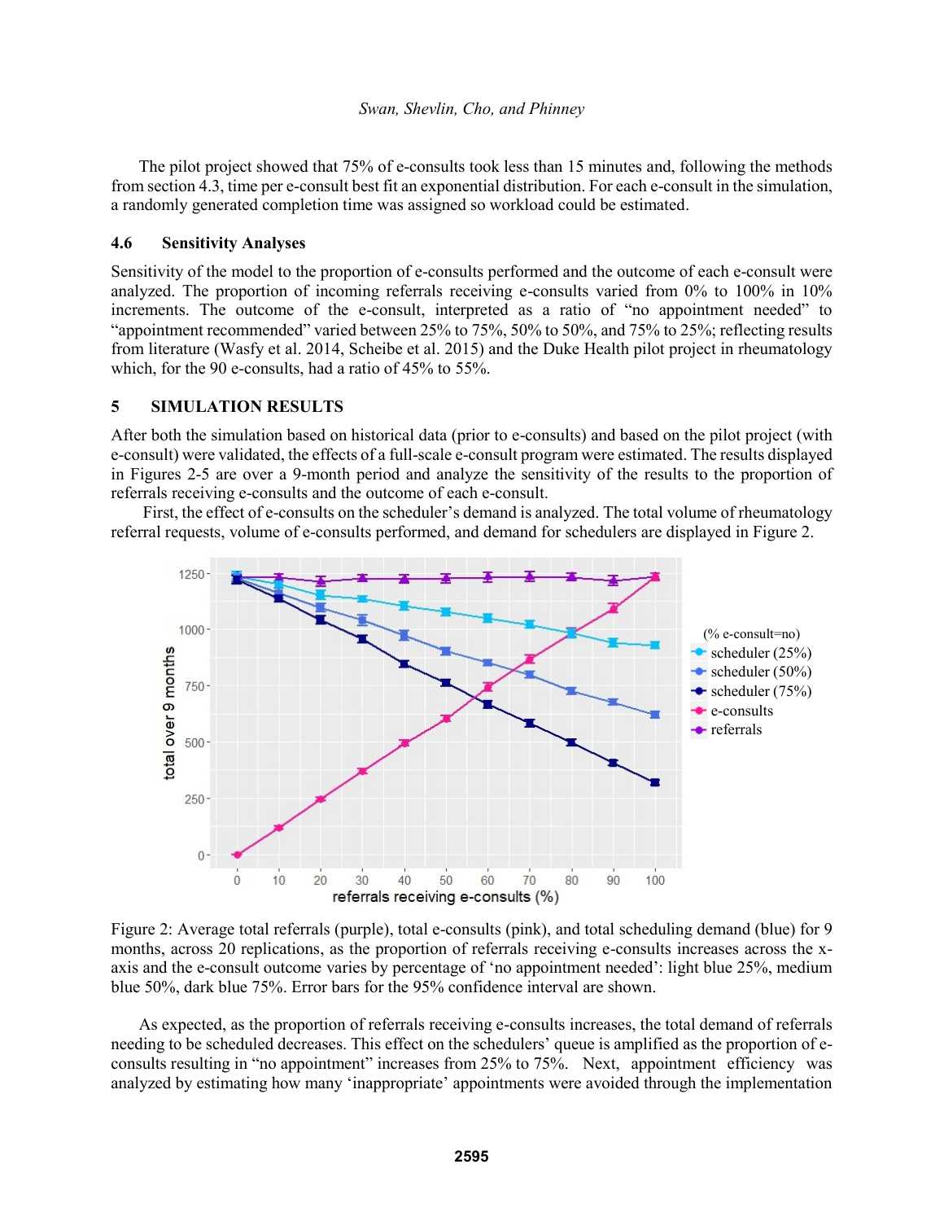The pilot project showed that 75% of e-consults took less than 15 minutes and, following the methods from section 4.3, time per e-consult best fit an exponential distribution. For each e-consult in the simulation, a randomly generated completion time was assigned so workload could be estimated.

### 4.6 Sensitivity Analyses

Sensitivity of the model to the proportion of e-consults performed and the outcome of each e-consult were analyzed. The proportion of incoming referrals receiving e-consults varied from 0% to 100% in 10% increments. The outcome of the e-consult, interpreted as a ratio of "no appointment needed" to "appointment recommended" varied between 25% to 75%, 50% to 50%, and 75% to 25%; reflecting results from literature (Wasfy et al. 2014, Scheibe et al. 2015) and the Duke Health pilot project in rheumatology which, for the 90 e-consults, had a ratio of 45% to 55%.

## 5 SIMULATION RESULTS

After both the simulation based on historical data (prior to e-consults) and based on the pilot project (with e-consult) were validated, the effects of a full-scale e-consult program were estimated. The results displayed in Figures 2-5 are over a 9-month period and analyze the sensitivity of the results to the proportion of referrals receiving e-consults and the outcome of each e-consult.

First, the effect of e-consults on the scheduler's demand is analyzed. The total volume of rheumatology referral requests, volume of e-consults performed, and demand for schedulers are displayed in Figure 2.

Figure 2: Average total referrals (purple), total e-consults (pink), and total scheduling demand (blue) for 9 months, across 20 replications, as the proportion of referrals receiving e-consults increases across the x-axis and the e-consult outcome varies by percentage of 'no appointment needed': light blue 25%, medium blue 50%, dark blue 75%. Error bars for the 95% confidence interval are shown.

As expected, as the proportion of referrals receiving e-consults increases, the total demand of referrals needing to be scheduled decreases. This effect on the schedulers' queue is amplified as the proportion of e-consults resulting in "no appointment" increases from 25% to 75%. Next, appointment efficiency was analyzed by estimating how many 'inappropriate' appointments were avoided through the implementation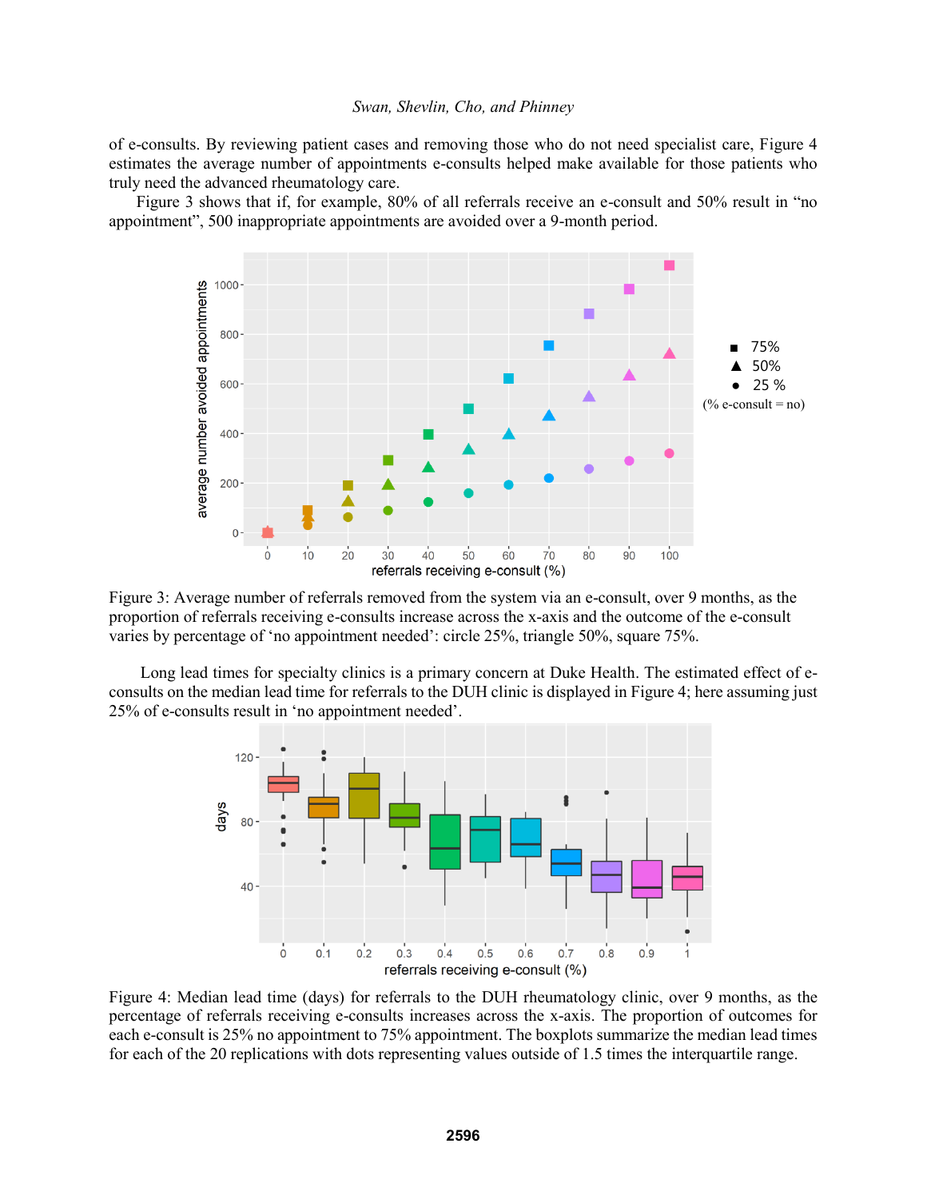of e-consults. By reviewing patient cases and removing those who do not need specialist care, Figure 4 estimates the average number of appointments e-consults helped make available for those patients who truly need the advanced rheumatology care.

Figure 3 shows that if, for example, 80% of all referrals receive an e-consult and 50% result in "no appointment", 500 inappropriate appointments are avoided over a 9-month period.

Figure 3: Average number of referrals removed from the system via an e-consult, over 9 months, as the proportion of referrals receiving e-consults increase across the x-axis and the outcome of the e-consult varies by percentage of 'no appointment needed': circle 25%, triangle 50%, square 75%.

Long lead times for specialty clinics is a primary concern at Duke Health. The estimated effect of e-consults on the median lead time for referrals to the DUH clinic is displayed in Figure 4; here assuming just 25% of e-consults result in 'no appointment needed'.

Figure 4: Median lead time (days) for referrals to the DUH rheumatology clinic, over 9 months, as the percentage of referrals receiving e-consults increases across the x-axis. The proportion of outcomes for each e-consult is 25% no appointment to 75% appointment. The boxplots summarize the median lead times for each of the 20 replications with dots representing values outside of 1.5 times the interquartile range.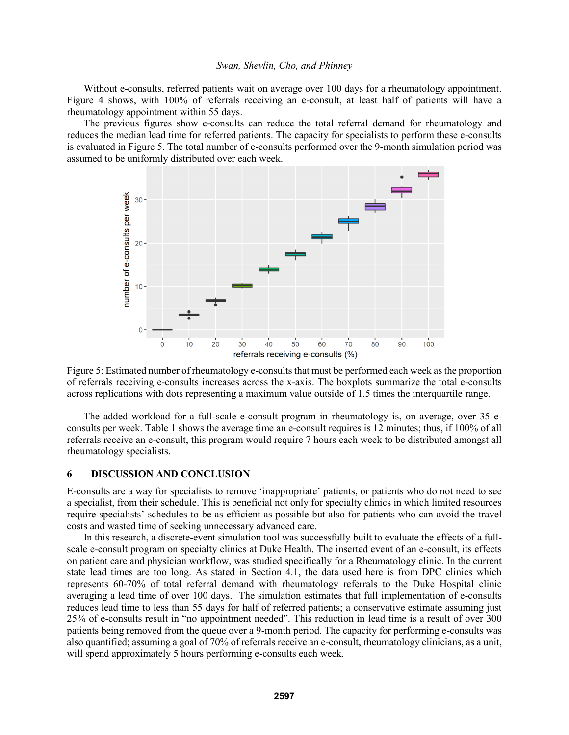Without e-consults, referred patients wait on average over 100 days for a rheumatology appointment. Figure 4 shows, with 100% of referrals receiving an e-consult, at least half of patients will have a rheumatology appointment within 55 days.

The previous figures show e-consults can reduce the total referral demand for rheumatology and reduces the median lead time for referred patients. The capacity for specialists to perform these e-consults is evaluated in Figure 5. The total number of e-consults performed over the 9-month simulation period was assumed to be uniformly distributed over each week.

Figure 5: Estimated number of rheumatology e-consults that must be performed each week as the proportion of referrals receiving e-consults increases across the x-axis. The boxplots summarize the total e-consults across replications with dots representing a maximum value outside of 1.5 times the interquartile range.

The added workload for a full-scale e-consult program in rheumatology is, on average, over 35 e-consults per week. Table 1 shows the average time an e-consult requires is 12 minutes; thus, if 100% of all referrals receive an e-consult, this program would require 7 hours each week to be distributed amongst all rheumatology specialists.

## 6 DISCUSSION AND CONCLUSION

E-consults are a way for specialists to remove 'inappropriate' patients, or patients who do not need to see a specialist, from their schedule. This is beneficial not only for specialty clinics in which limited resources require specialists' schedules to be as efficient as possible but also for patients who can avoid the travel costs and wasted time of seeking unnecessary advanced care.

In this research, a discrete-event simulation tool was successfully built to evaluate the effects of a full-scale e-consult program on specialty clinics at Duke Health. The inserted event of an e-consult, its effects on patient care and physician workflow, was studied specifically for a Rheumatology clinic. In the current state lead times are too long. As stated in Section 4.1, the data used here is from DPC clinics which represents 60-70% of total referral demand with rheumatology referrals to the Duke Hospital clinic averaging a lead time of over 100 days. The simulation estimates that full implementation of e-consults reduces lead time to less than 55 days for half of referred patients; a conservative estimate assuming just 25% of e-consults result in "no appointment needed". This reduction in lead time is a result of over 300 patients being removed from the queue over a 9-month period. The capacity for performing e-consults was also quantified; assuming a goal of 70% of referrals receive an e-consult, rheumatology clinicians, as a unit, will spend approximately 5 hours performing e-consults each week.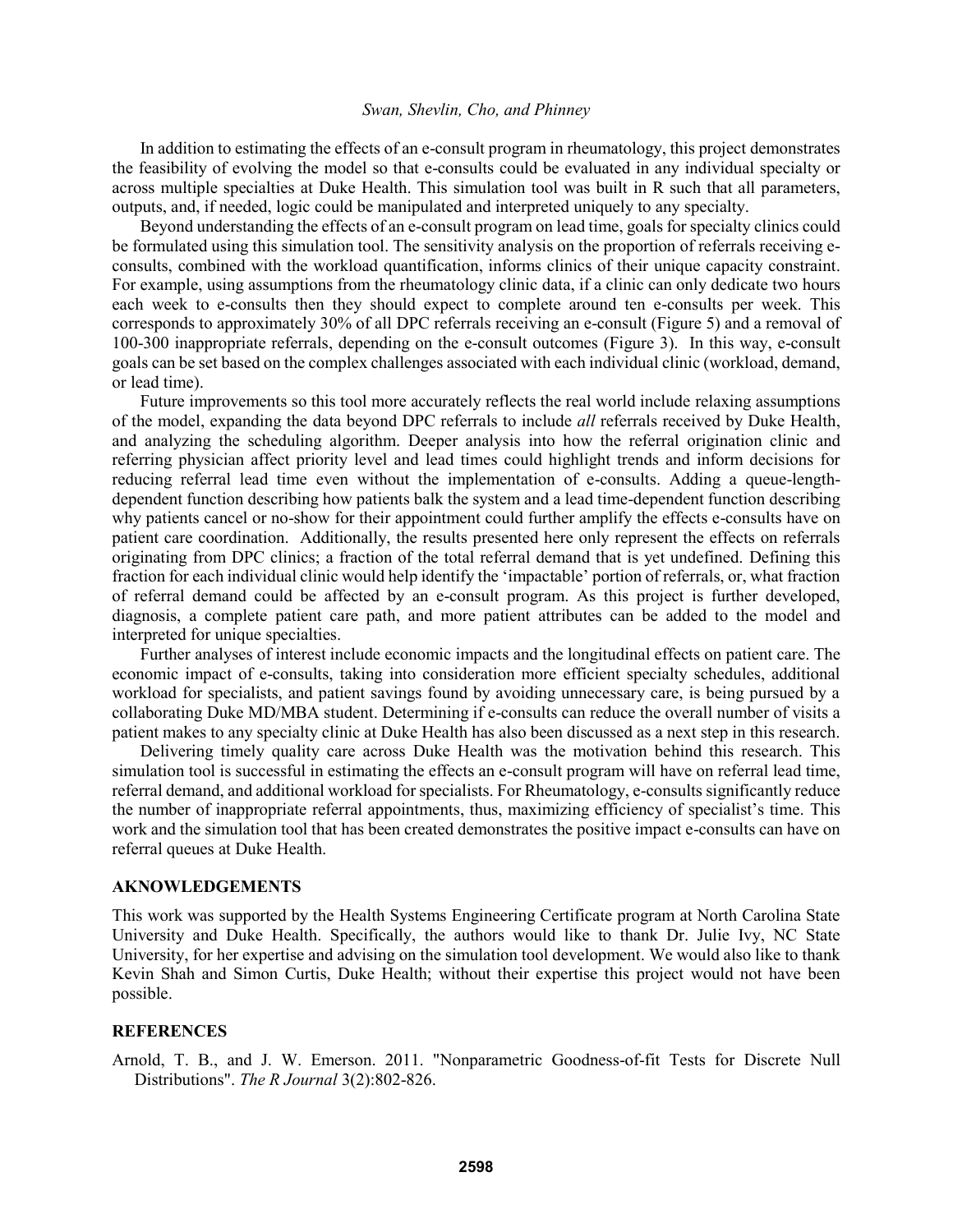In addition to estimating the effects of an e-consult program in rheumatology, this project demonstrates the feasibility of evolving the model so that e-consults could be evaluated in any individual specialty or across multiple specialties at Duke Health. This simulation tool was built in R such that all parameters, outputs, and, if needed, logic could be manipulated and interpreted uniquely to any specialty.

Beyond understanding the effects of an e-consult program on lead time, goals for specialty clinics could be formulated using this simulation tool. The sensitivity analysis on the proportion of referrals receiving e-consults, combined with the workload quantification, informs clinics of their unique capacity constraint. For example, using assumptions from the rheumatology clinic data, if a clinic can only dedicate two hours each week to e-consults then they should expect to complete around ten e-consults per week. This corresponds to approximately 30% of all DPC referrals receiving an e-consult (Figure 5) and a removal of 100-300 inappropriate referrals, depending on the e-consult outcomes (Figure 3). In this way, e-consult goals can be set based on the complex challenges associated with each individual clinic (workload, demand, or lead time).

Future improvements so this tool more accurately reflects the real world include relaxing assumptions of the model, expanding the data beyond DPC referrals to include *all* referrals received by Duke Health, and analyzing the scheduling algorithm. Deeper analysis into how the referral origination clinic and referring physician affect priority level and lead times could highlight trends and inform decisions for reducing referral lead time even without the implementation of e-consults. Adding a queue-length-dependent function describing how patients balk the system and a lead time-dependent function describing why patients cancel or no-show for their appointment could further amplify the effects e-consults have on patient care coordination. Additionally, the results presented here only represent the effects on referrals originating from DPC clinics; a fraction of the total referral demand that is yet undefined. Defining this fraction for each individual clinic would help identify the 'impactable' portion of referrals, or, what fraction of referral demand could be affected by an e-consult program. As this project is further developed, diagnosis, a complete patient care path, and more patient attributes can be added to the model and interpreted for unique specialties.

Further analyses of interest include economic impacts and the longitudinal effects on patient care. The economic impact of e-consults, taking into consideration more efficient specialty schedules, additional workload for specialists, and patient savings found by avoiding unnecessary care, is being pursued by a collaborating Duke MD/MBA student. Determining if e-consults can reduce the overall number of visits a patient makes to any specialty clinic at Duke Health has also been discussed as a next step in this research.

Delivering timely quality care across Duke Health was the motivation behind this research. This simulation tool is successful in estimating the effects an e-consult program will have on referral lead time, referral demand, and additional workload for specialists. For Rheumatology, e-consults significantly reduce the number of inappropriate referral appointments, thus, maximizing efficiency of specialist's time. This work and the simulation tool that has been created demonstrates the positive impact e-consults can have on referral queues at Duke Health.

## AKNOWLEDGEMENTS

This work was supported by the Health Systems Engineering Certificate program at North Carolina State University and Duke Health. Specifically, the authors would like to thank Dr. Julie Ivy, NC State University, for her expertise and advising on the simulation tool development. We would also like to thank Kevin Shah and Simon Curtis, Duke Health; without their expertise this project would not have been possible.

## REFERENCES

Arnold, T. B., and J. W. Emerson. 2011. "Nonparametric Goodness-of-fit Tests for Discrete Null Distributions". *The R Journal* 3(2):802-826.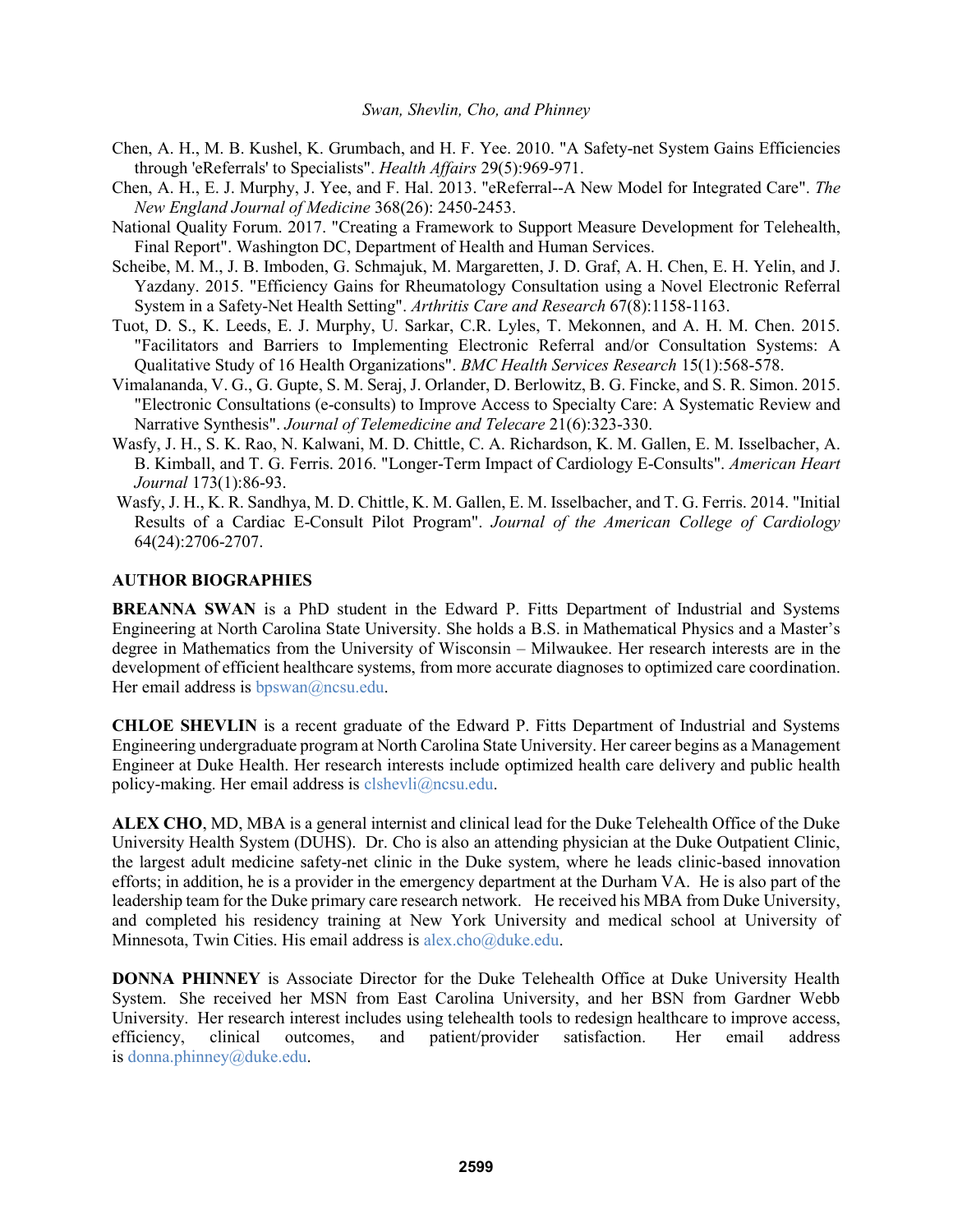Chen, A. H., M. B. Kushel, K. Grumbach, and H. F. Yee. 2010. "A Safety-net System Gains Efficiencies through 'eReferrals' to Specialists". *Health Affairs* 29(5):969-971.

Chen, A. H., E. J. Murphy, J. Yee, and F. Hal. 2013. "eReferral--A New Model for Integrated Care". *The New England Journal of Medicine* 368(26): 2450-2453.

National Quality Forum. 2017. "Creating a Framework to Support Measure Development for Telehealth, Final Report". Washington DC, Department of Health and Human Services.

Scheibe, M. M., J. B. Imboden, G. Schmajuk, M. Margaretten, J. D. Graf, A. H. Chen, E. H. Yelin, and J. Yazdany. 2015. "Efficiency Gains for Rheumatology Consultation using a Novel Electronic Referral System in a Safety-Net Health Setting". *Arthritis Care and Research* 67(8):1158-1163.

Tuot, D. S., K. Leeds, E. J. Murphy, U. Sarkar, C.R. Lyles, T. Mekonnen, and A. H. M. Chen. 2015. "Facilitators and Barriers to Implementing Electronic Referral and/or Consultation Systems: A Qualitative Study of 16 Health Organizations". *BMC Health Services Research* 15(1):568-578.

Vimalananda, V. G., G. Gupte, S. M. Seraj, J. Orlander, D. Berlowitz, B. G. Fincke, and S. R. Simon. 2015. "Electronic Consultations (e-consults) to Improve Access to Specialty Care: A Systematic Review and Narrative Synthesis". *Journal of Telemedicine and Telecare* 21(6):323-330.

Wasfy, J. H., S. K. Rao, N. Kalwani, M. D. Chittle, C. A. Richardson, K. M. Gallen, E. M. Isselbacher, A. B. Kimball, and T. G. Ferris. 2016. "Longer-Term Impact of Cardiology E-Consults". *American Heart Journal* 173(1):86-93.

Wasfy, J. H., K. R. Sandhya, M. D. Chittle, K. M. Gallen, E. M. Isselbacher, and T. G. Ferris. 2014. "Initial Results of a Cardiac E-Consult Pilot Program". *Journal of the American College of Cardiology* 64(24):2706-2707.

## AUTHOR BIOGRAPHIES

**BREANNA SWAN** is a PhD student in the Edward P. Fitts Department of Industrial and Systems Engineering at North Carolina State University. She holds a B.S. in Mathematical Physics and a Master's degree in Mathematics from the University of Wisconsin – Milwaukee. Her research interests are in the development of efficient healthcare systems, from more accurate diagnoses to optimized care coordination. Her email address is bpswan@ncsu.edu.

**CHLOE SHEVLIN** is a recent graduate of the Edward P. Fitts Department of Industrial and Systems Engineering undergraduate program at North Carolina State University. Her career begins as a Management Engineer at Duke Health. Her research interests include optimized health care delivery and public health policy-making. Her email address is clshevli@ncsu.edu.

**ALEX CHO**, MD, MBA is a general internist and clinical lead for the Duke Telehealth Office of the Duke University Health System (DUHS). Dr. Cho is also an attending physician at the Duke Outpatient Clinic, the largest adult medicine safety-net clinic in the Duke system, where he leads clinic-based innovation efforts; in addition, he is a provider in the emergency department at the Durham VA. He is also part of the leadership team for the Duke primary care research network. He received his MBA from Duke University, and completed his residency training at New York University and medical school at University of Minnesota, Twin Cities. His email address is alex.cho@duke.edu.

**DONNA PHINNEY** is Associate Director for the Duke Telehealth Office at Duke University Health System. She received her MSN from East Carolina University, and her BSN from Gardner Webb University. Her research interest includes using telehealth tools to redesign healthcare to improve access, efficiency, clinical outcomes, and patient/provider satisfaction. Her email address is donna.phinney@duke.edu.